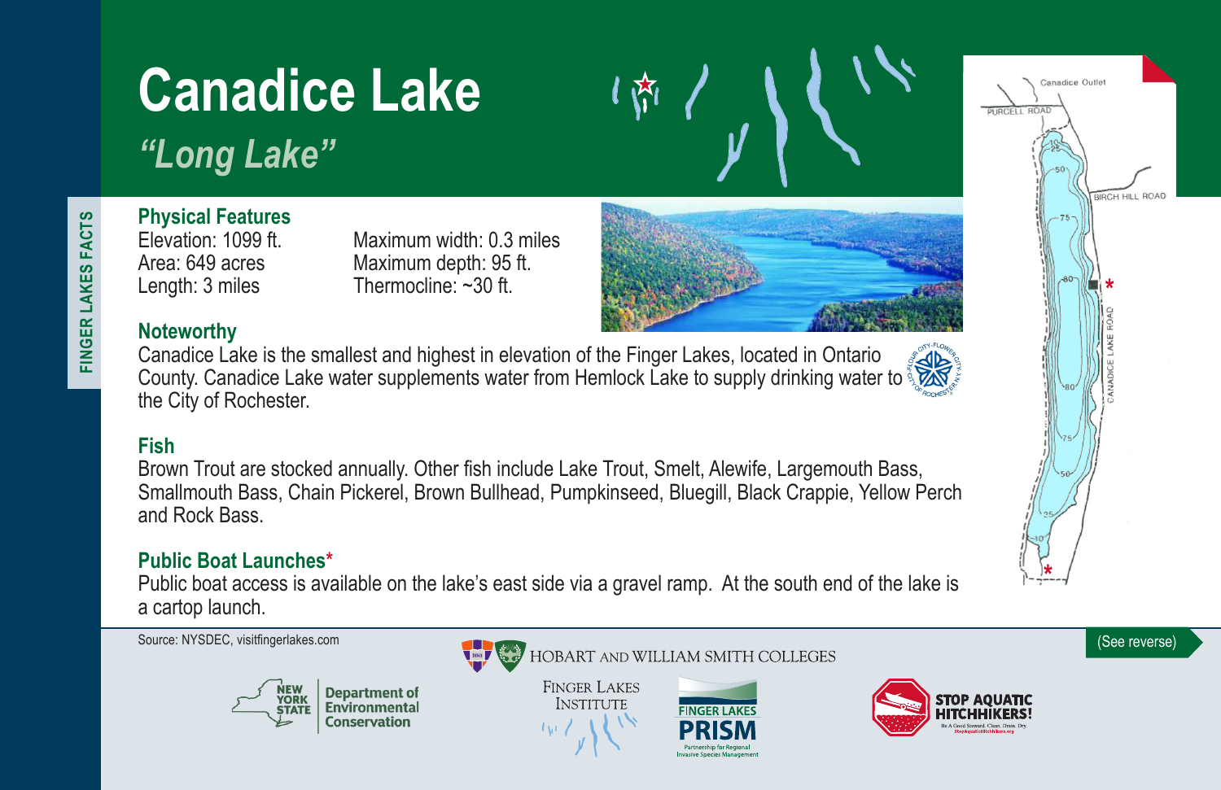# Canadice Lake

## *"Long Lake"*

FINGER LAKES FACTS

### Physical Features

Elevation: 1099 ft.
Area: 649 acres
Length: 3 miles

Maximum width: 0.3 miles
Maximum depth: 95 ft.
Thermocline: ~30 ft.

### Noteworthy

Canadice Lake is the smallest and highest in elevation of the Finger Lakes, located in Ontario County. Canadice Lake water supplements water from Hemlock Lake to supply drinking water to the City of Rochester.

### Fish

Brown Trout are stocked annually. Other fish include Lake Trout, Smelt, Alewife, Largemouth Bass, Smallmouth Bass, Chain Pickerel, Brown Bullhead, Pumpkinseed, Bluegill, Black Crappie, Yellow Perch and Rock Bass.

### Public Boat Launches*

Public boat access is available on the lake's east side via a gravel ramp. At the south end of the lake is a cartop launch.

Canadice Outlet
PURCELL ROAD
BIRCH HILL ROAD
CANADICE LAKE ROAD

Source: NYSDEC, visitfingerlakes.com

(See reverse)

HOBART AND WILLIAM SMITH COLLEGES

FINGER LAKES INSTITUTE

NEW YORK STATE Department of Environmental Conservation

FINGER LAKES PRISM Partnership for Regional Invasive Species Management

STOP AQUATIC HITCHHIKERS! Be A Good Steward. Clean. Drain. Dry. StopAquaticHitchhikers.org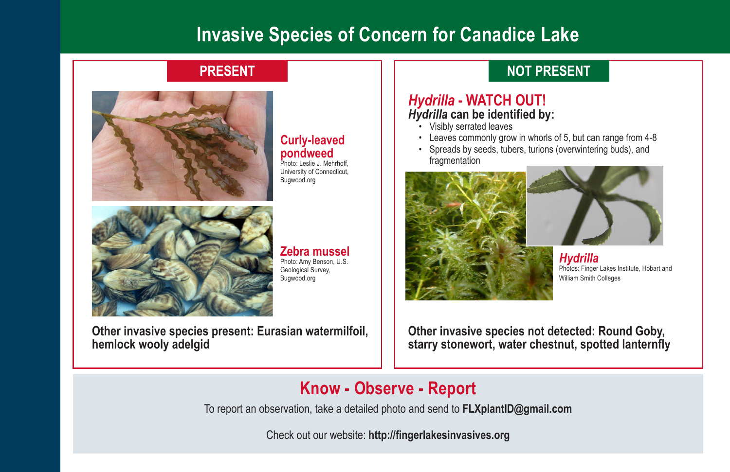# Invasive Species of Concern for Canadice Lake

## PRESENT

**Curly-leaved pondweed**
Photo: Leslie J. Mehrhoff, University of Connecticut, Bugwood.org

**Zebra mussel**
Photo: Amy Benson, U.S. Geological Survey, Bugwood.org

**Other invasive species present: Eurasian watermilfoil, hemlock wooly adelgid**

## NOT PRESENT

### *Hydrilla* - WATCH OUT!

***Hydrilla* can be identified by:**

- Visibly serrated leaves
- Leaves commonly grow in whorls of 5, but can range from 4-8
- Spreads by seeds, tubers, turions (overwintering buds), and fragmentation

***Hydrilla***
Photos: Finger Lakes Institute, Hobart and William Smith Colleges

**Other invasive species not detected: Round Goby, starry stonewort, water chestnut, spotted lanternfly**

## Know - Observe - Report

To report an observation, take a detailed photo and send to **FLXplantID@gmail.com**

Check out our website: **http://fingerlakesinvasives.org**